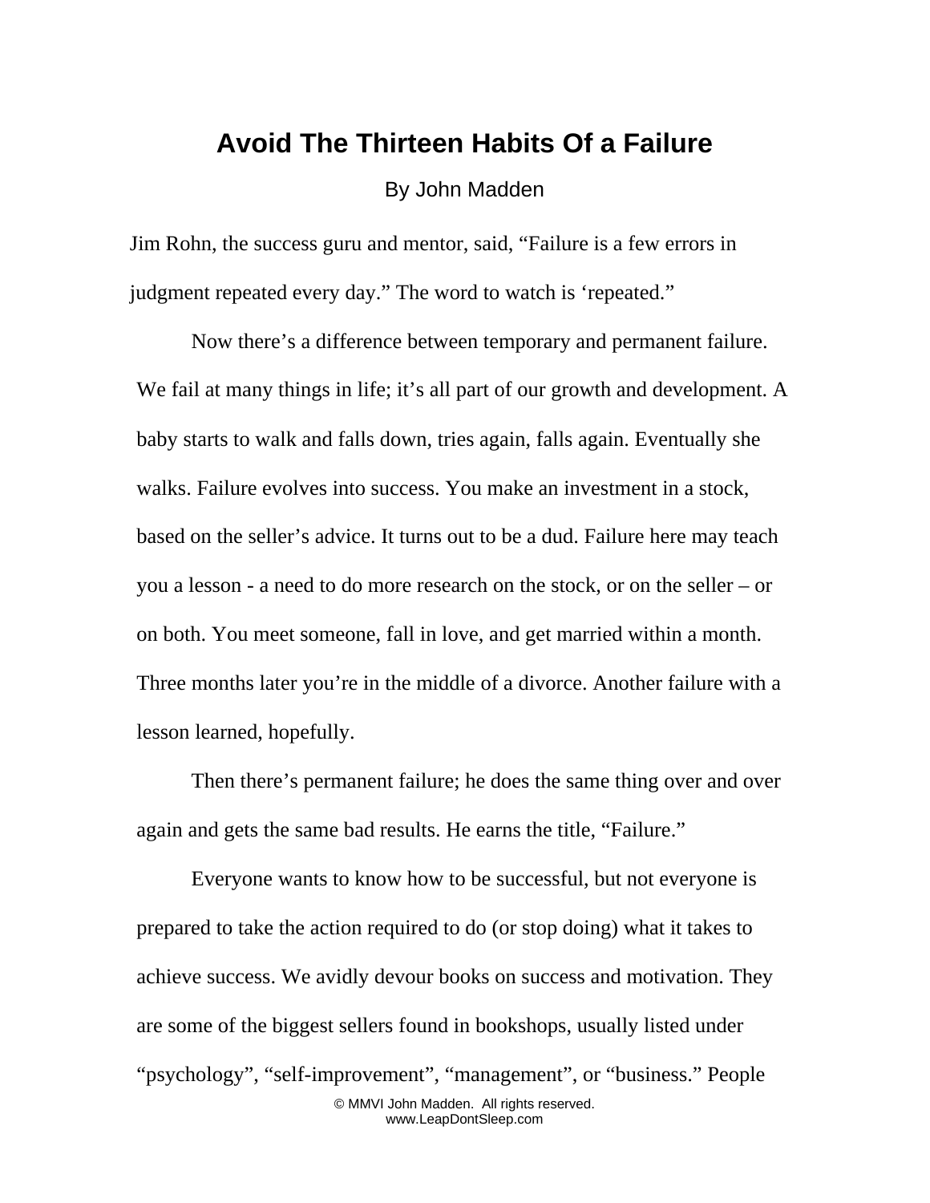# Avoid The Thirteen Habits Of a Failure

By John Madden

Jim Rohn, the success guru and mentor, said, “Failure is a few errors in judgment repeated every day.” The word to watch is ‘repeated.”

Now there’s a difference between temporary and permanent failure. We fail at many things in life; it’s all part of our growth and development. A baby starts to walk and falls down, tries again, falls again. Eventually she walks. Failure evolves into success. You make an investment in a stock, based on the seller’s advice. It turns out to be a dud. Failure here may teach you a lesson - a need to do more research on the stock, or on the seller – or on both. You meet someone, fall in love, and get married within a month. Three months later you’re in the middle of a divorce. Another failure with a lesson learned, hopefully.

Then there’s permanent failure; he does the same thing over and over again and gets the same bad results. He earns the title, “Failure.”

Everyone wants to know how to be successful, but not everyone is prepared to take the action required to do (or stop doing) what it takes to achieve success. We avidly devour books on success and motivation. They are some of the biggest sellers found in bookshops, usually listed under “psychology”, “self-improvement”, “management”, or “business.” People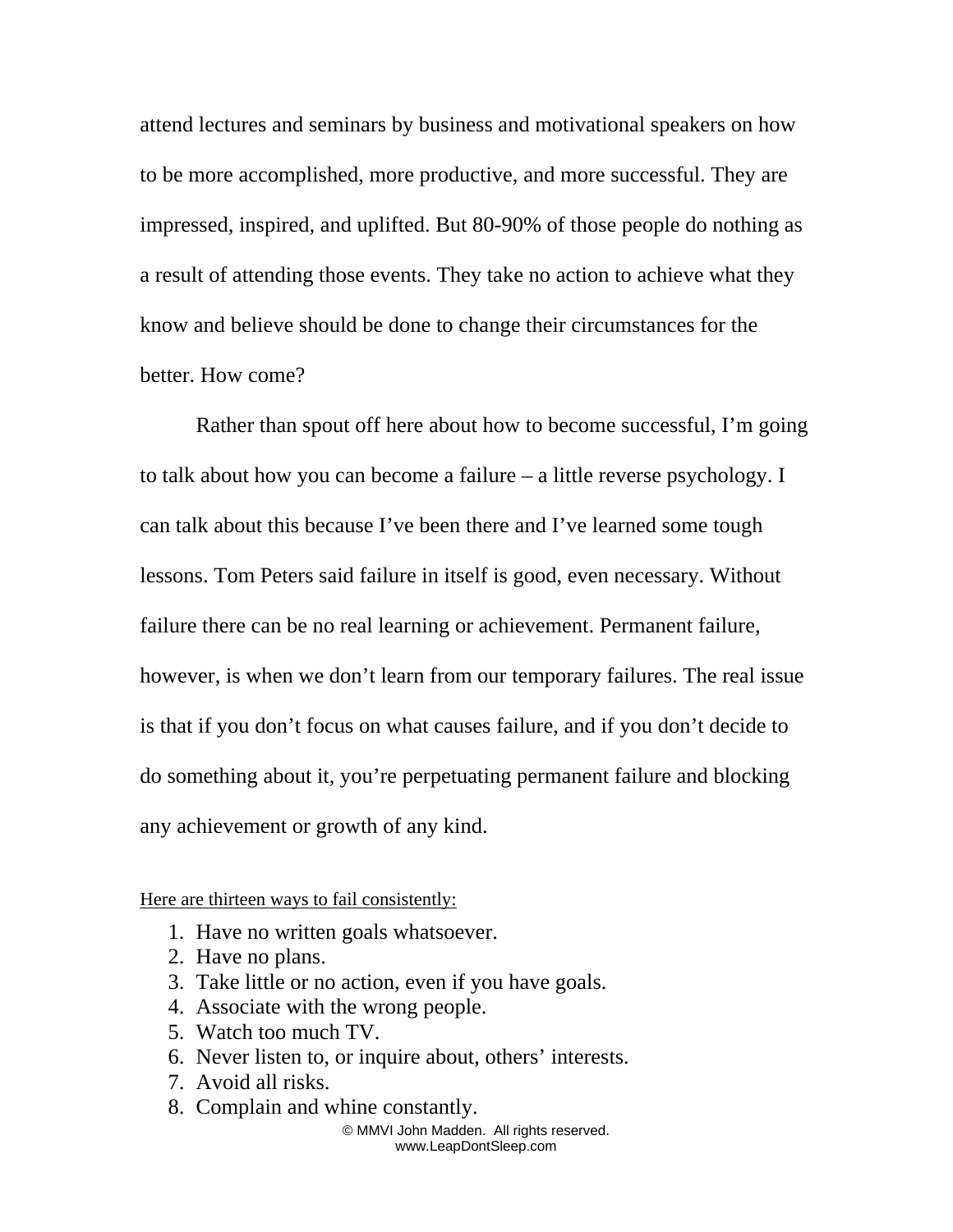attend lectures and seminars by business and motivational speakers on how to be more accomplished, more productive, and more successful. They are impressed, inspired, and uplifted. But 80-90% of those people do nothing as a result of attending those events. They take no action to achieve what they know and believe should be done to change their circumstances for the better. How come?

Rather than spout off here about how to become successful, I'm going to talk about how you can become a failure – a little reverse psychology. I can talk about this because I've been there and I've learned some tough lessons. Tom Peters said failure in itself is good, even necessary. Without failure there can be no real learning or achievement. Permanent failure, however, is when we don't learn from our temporary failures. The real issue is that if you don't focus on what causes failure, and if you don't decide to do something about it, you're perpetuating permanent failure and blocking any achievement or growth of any kind.

<u>Here are thirteen ways to fail consistently:</u>

1. Have no written goals whatsoever.
2. Have no plans.
3. Take little or no action, even if you have goals.
4. Associate with the wrong people.
5. Watch too much TV.
6. Never listen to, or inquire about, others' interests.
7. Avoid all risks.
8. Complain and whine constantly.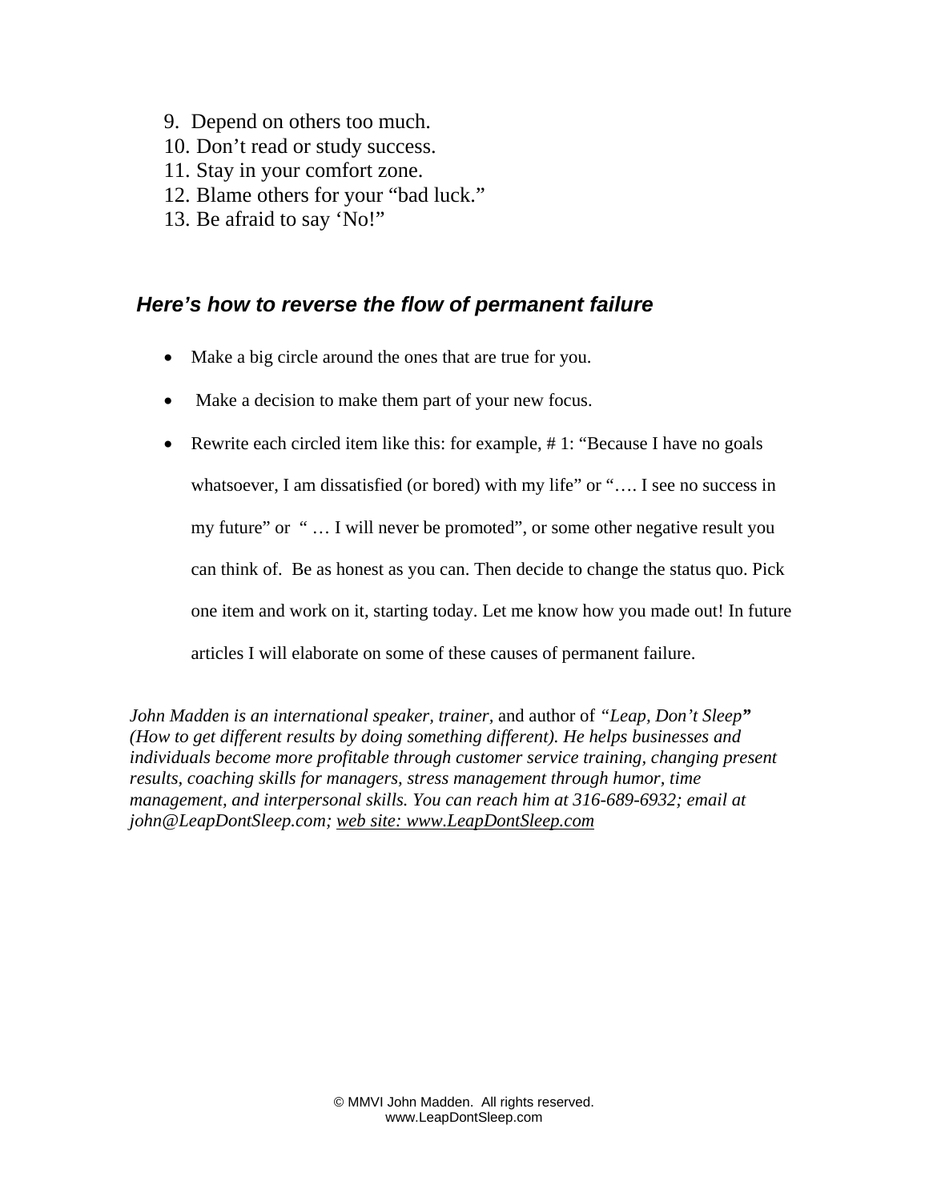9. Depend on others too much.
10. Don't read or study success.
11. Stay in your comfort zone.
12. Blame others for your "bad luck."
13. Be afraid to say 'No!"

### *Here's how to reverse the flow of permanent failure*

- Make a big circle around the ones that are true for you.
- Make a decision to make them part of your new focus.
- Rewrite each circled item like this: for example, # 1: "Because I have no goals whatsoever, I am dissatisfied (or bored) with my life" or ".... I see no success in my future" or " … I will never be promoted", or some other negative result you can think of. Be as honest as you can. Then decide to change the status quo. Pick one item and work on it, starting today. Let me know how you made out! In future articles I will elaborate on some of these causes of permanent failure.

*John Madden is an international speaker, trainer,* and author of *"Leap, Don't Sleep"* *(How to get different results by doing something different). He helps businesses and individuals become more profitable through customer service training, changing present results, coaching skills for managers, stress management through humor, time management, and interpersonal skills. You can reach him at 316-689-6932; email at john@LeapDontSleep.com; web site: www.LeapDontSleep.com*

© MMVI John Madden. All rights reserved.
www.LeapDontSleep.com